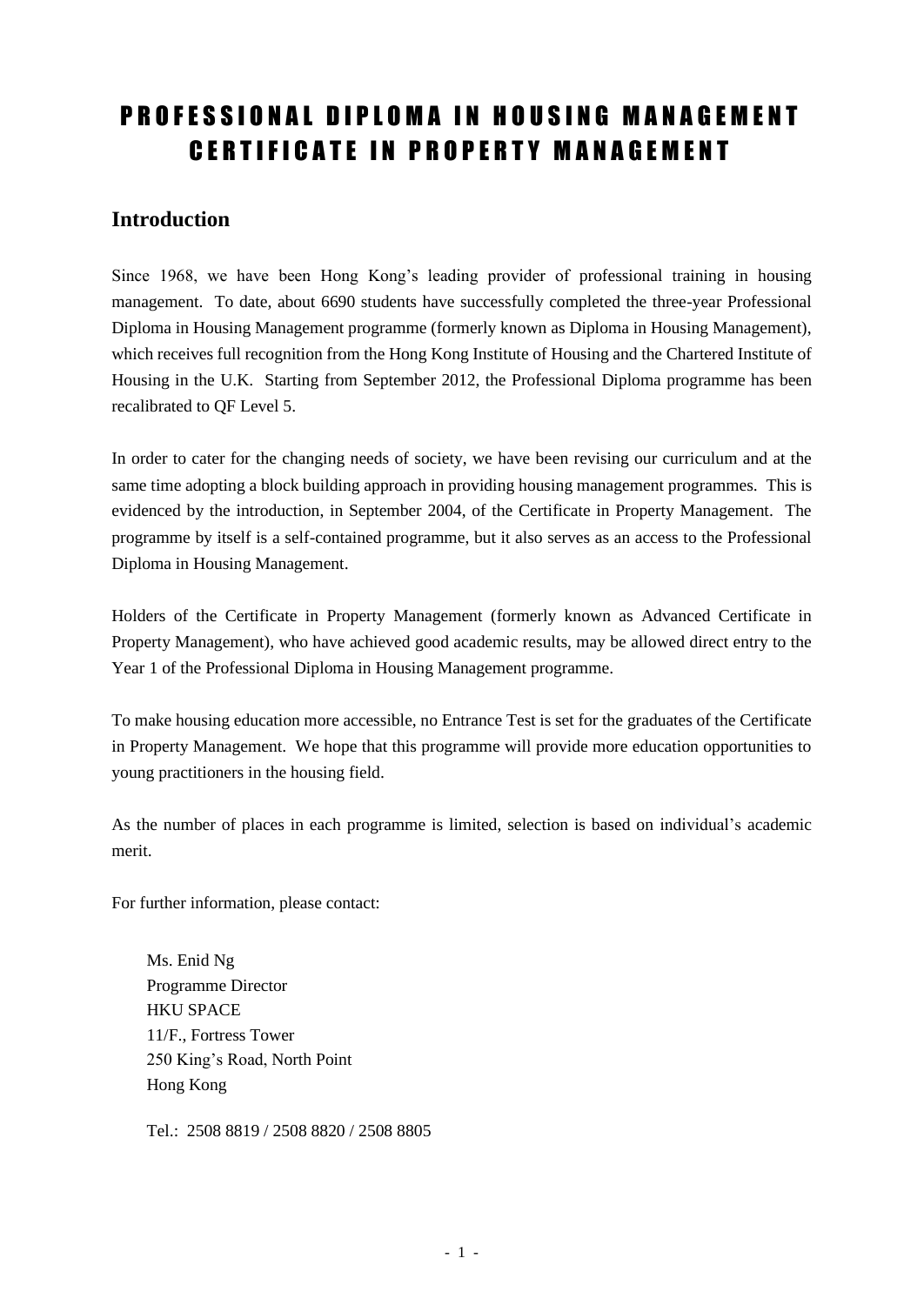# PROFESSIONAL DIPLOMA IN HOUSING MANAGEMENT CERTIFICATE IN PROPERTY MANAGEMENT

## Introduction

Since 1968, we have been Hong Kong's leading provider of professional training in housing management. To date, about 6690 students have successfully completed the three-year Professional Diploma in Housing Management programme (formerly known as Diploma in Housing Management), which receives full recognition from the Hong Kong Institute of Housing and the Chartered Institute of Housing in the U.K. Starting from September 2012, the Professional Diploma programme has been recalibrated to QF Level 5.

In order to cater for the changing needs of society, we have been revising our curriculum and at the same time adopting a block building approach in providing housing management programmes. This is evidenced by the introduction, in September 2004, of the Certificate in Property Management. The programme by itself is a self-contained programme, but it also serves as an access to the Professional Diploma in Housing Management.

Holders of the Certificate in Property Management (formerly known as Advanced Certificate in Property Management), who have achieved good academic results, may be allowed direct entry to the Year 1 of the Professional Diploma in Housing Management programme.

To make housing education more accessible, no Entrance Test is set for the graduates of the Certificate in Property Management. We hope that this programme will provide more education opportunities to young practitioners in the housing field.

As the number of places in each programme is limited, selection is based on individual's academic merit.

For further information, please contact:

Ms. Enid Ng
Programme Director
HKU SPACE
11/F., Fortress Tower
250 King's Road, North Point
Hong Kong

Tel.: 2508 8819 / 2508 8820 / 2508 8805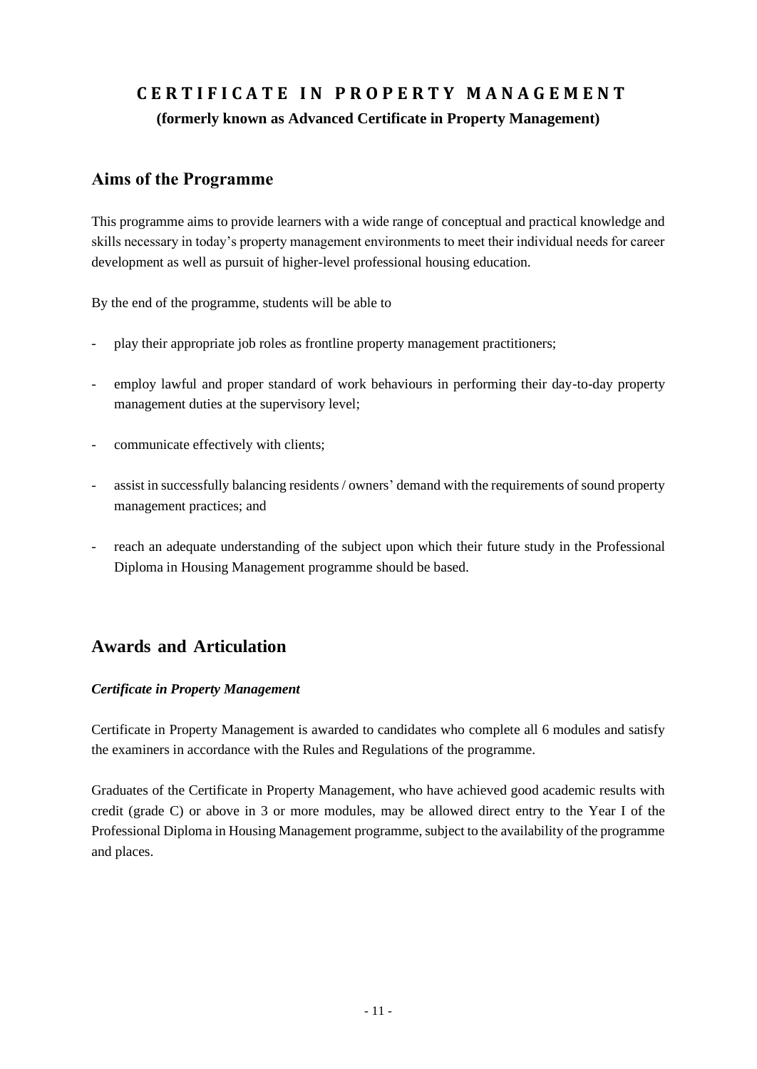# CERTIFICATE IN PROPERTY MANAGEMENT

**(formerly known as Advanced Certificate in Property Management)**

## Aims of the Programme

This programme aims to provide learners with a wide range of conceptual and practical knowledge and skills necessary in today's property management environments to meet their individual needs for career development as well as pursuit of higher-level professional housing education.

By the end of the programme, students will be able to

- play their appropriate job roles as frontline property management practitioners;
- employ lawful and proper standard of work behaviours in performing their day-to-day property management duties at the supervisory level;
- communicate effectively with clients;
- assist in successfully balancing residents / owners' demand with the requirements of sound property management practices; and
- reach an adequate understanding of the subject upon which their future study in the Professional Diploma in Housing Management programme should be based.

## Awards and Articulation

***Certificate in Property Management***

Certificate in Property Management is awarded to candidates who complete all 6 modules and satisfy the examiners in accordance with the Rules and Regulations of the programme.

Graduates of the Certificate in Property Management, who have achieved good academic results with credit (grade C) or above in 3 or more modules, may be allowed direct entry to the Year I of the Professional Diploma in Housing Management programme, subject to the availability of the programme and places.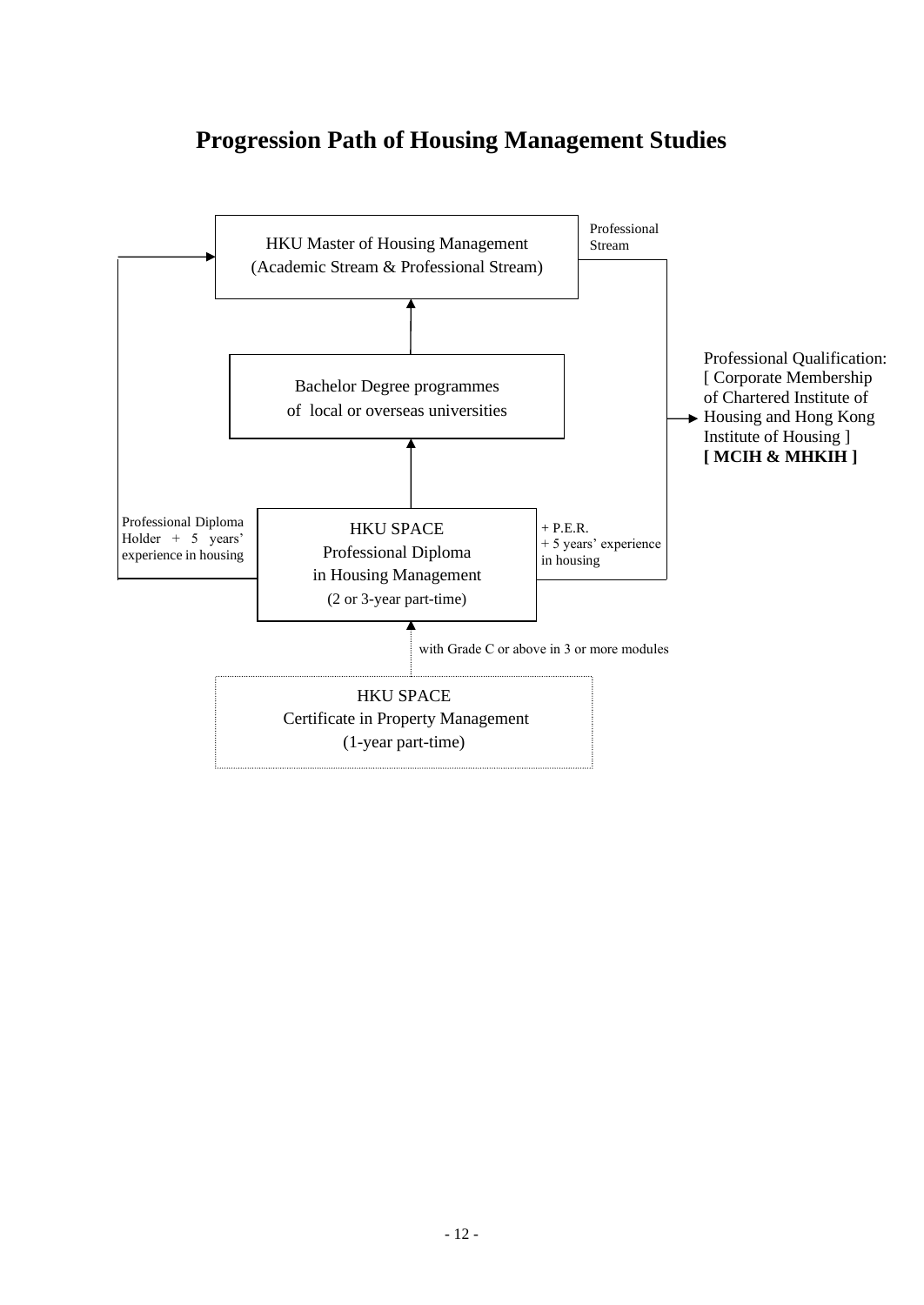# Progression Path of Housing Management Studies

HKU Master of Housing Management
(Academic Stream & Professional Stream)

Professional Stream

Professional Qualification:
[ Corporate Membership of Chartered Institute of Housing and Hong Kong Institute of Housing ]
**[ MCIH & MHKIH ]**

Bachelor Degree programmes
of local or overseas universities

Professional Diploma Holder + 5 years' experience in housing

HKU SPACE
Professional Diploma
in Housing Management
(2 or 3-year part-time)

+ P.E.R.
+ 5 years' experience in housing

with Grade C or above in 3 or more modules

HKU SPACE
Certificate in Property Management
(1-year part-time)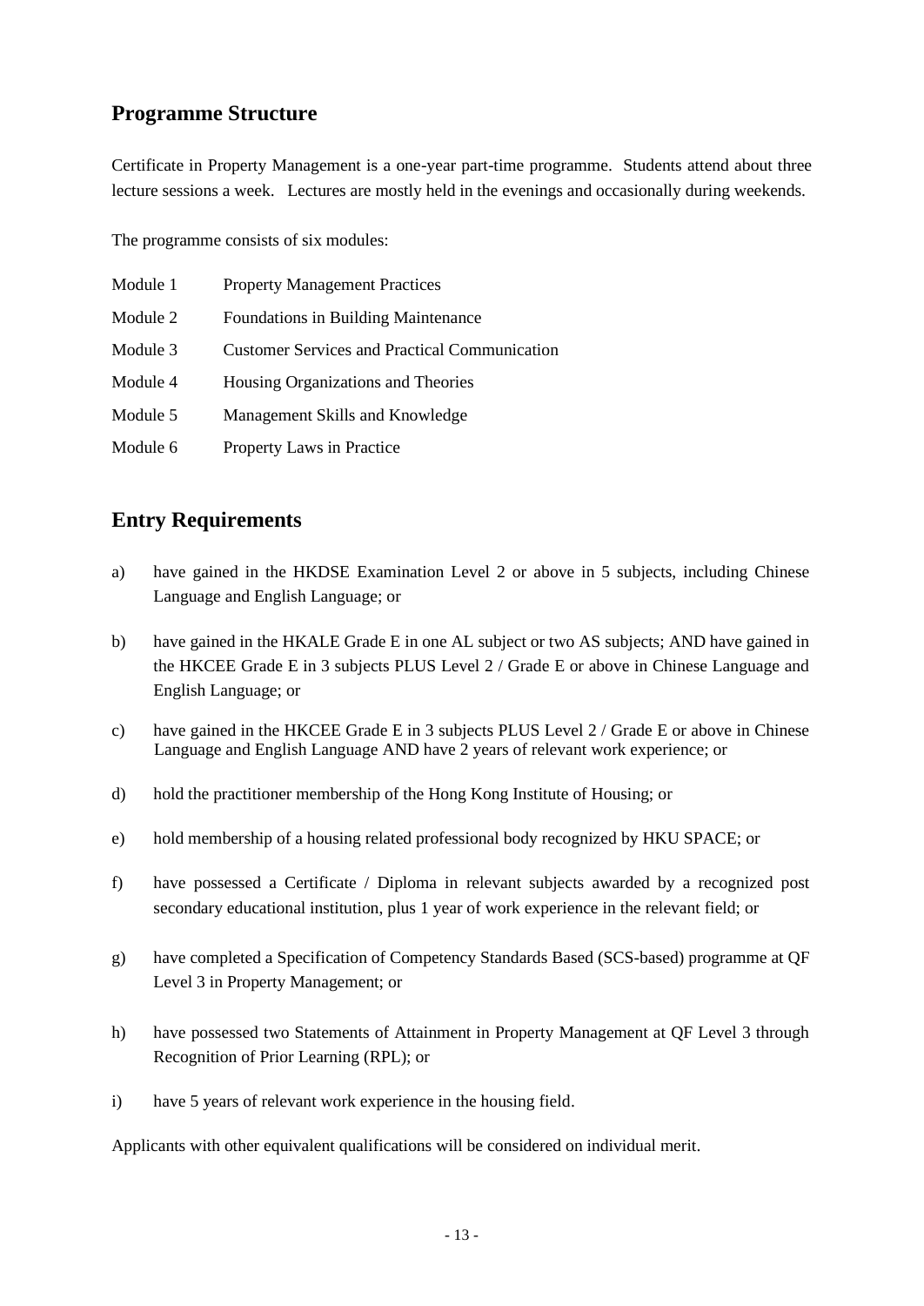## Programme Structure

Certificate in Property Management is a one-year part-time programme. Students attend about three lecture sessions a week. Lectures are mostly held in the evenings and occasionally during weekends.

The programme consists of six modules:

| | |
|---|---|
| Module 1 | Property Management Practices |
| Module 2 | Foundations in Building Maintenance |
| Module 3 | Customer Services and Practical Communication |
| Module 4 | Housing Organizations and Theories |
| Module 5 | Management Skills and Knowledge |
| Module 6 | Property Laws in Practice |

## Entry Requirements

a) have gained in the HKDSE Examination Level 2 or above in 5 subjects, including Chinese Language and English Language; or

b) have gained in the HKALE Grade E in one AL subject or two AS subjects; AND have gained in the HKCEE Grade E in 3 subjects PLUS Level 2 / Grade E or above in Chinese Language and English Language; or

c) have gained in the HKCEE Grade E in 3 subjects PLUS Level 2 / Grade E or above in Chinese Language and English Language AND have 2 years of relevant work experience; or

d) hold the practitioner membership of the Hong Kong Institute of Housing; or

e) hold membership of a housing related professional body recognized by HKU SPACE; or

f) have possessed a Certificate / Diploma in relevant subjects awarded by a recognized post secondary educational institution, plus 1 year of work experience in the relevant field; or

g) have completed a Specification of Competency Standards Based (SCS-based) programme at QF Level 3 in Property Management; or

h) have possessed two Statements of Attainment in Property Management at QF Level 3 through Recognition of Prior Learning (RPL); or

i) have 5 years of relevant work experience in the housing field.

Applicants with other equivalent qualifications will be considered on individual merit.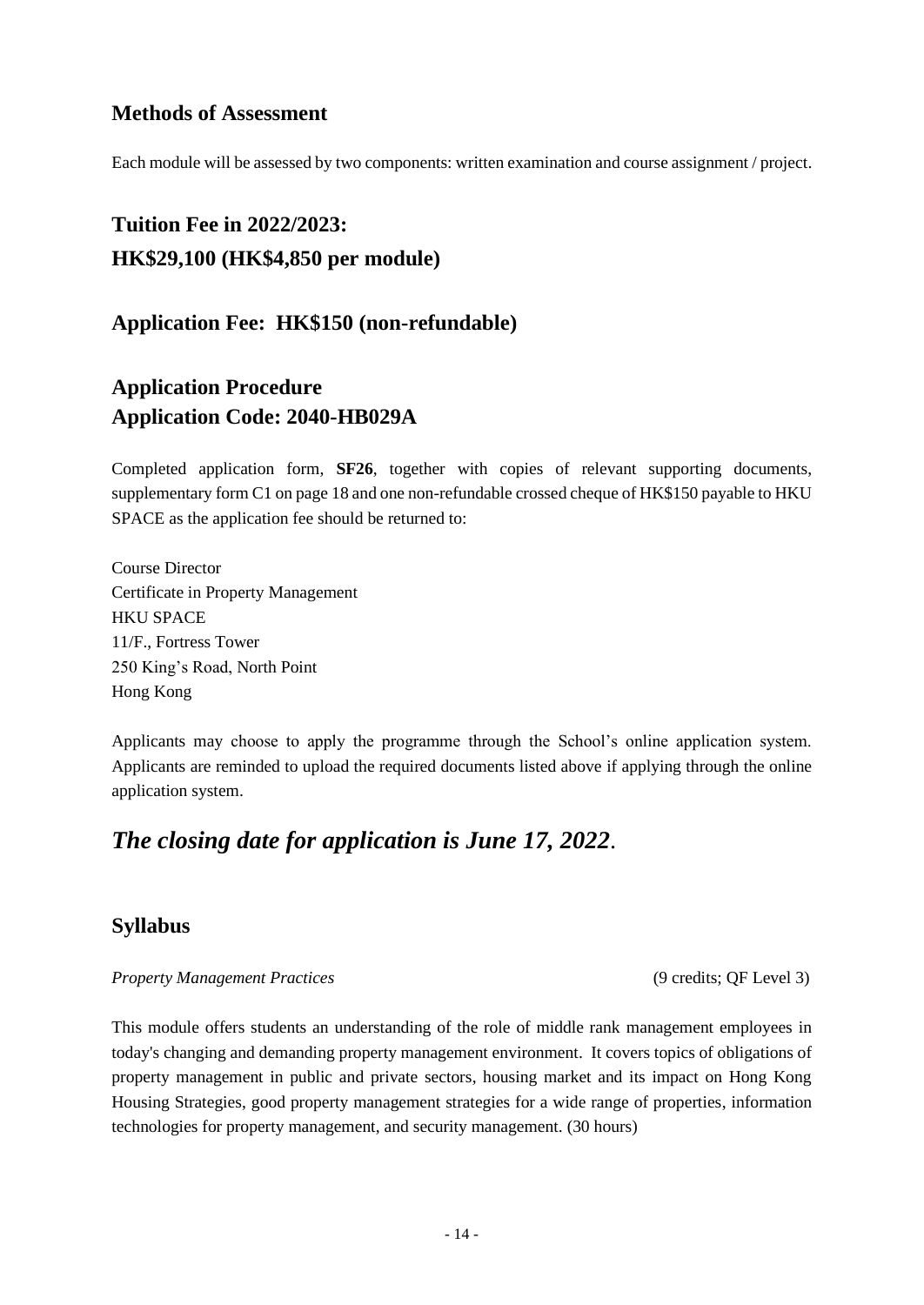## Methods of Assessment

Each module will be assessed by two components: written examination and course assignment / project.

## Tuition Fee in 2022/2023:
## HK$29,100 (HK$4,850 per module)

## Application Fee: HK$150 (non-refundable)

## Application Procedure
## Application Code: 2040-HB029A

Completed application form, **SF26**, together with copies of relevant supporting documents, supplementary form C1 on page 18 and one non-refundable crossed cheque of HK$150 payable to HKU SPACE as the application fee should be returned to:

Course Director
Certificate in Property Management
HKU SPACE
11/F., Fortress Tower
250 King's Road, North Point
Hong Kong

Applicants may choose to apply the programme through the School's online application system. Applicants are reminded to upload the required documents listed above if applying through the online application system.

## *The closing date for application is June 17, 2022*.

## Syllabus

*Property Management Practices* (9 credits; QF Level 3)

This module offers students an understanding of the role of middle rank management employees in today's changing and demanding property management environment. It covers topics of obligations of property management in public and private sectors, housing market and its impact on Hong Kong Housing Strategies, good property management strategies for a wide range of properties, information technologies for property management, and security management. (30 hours)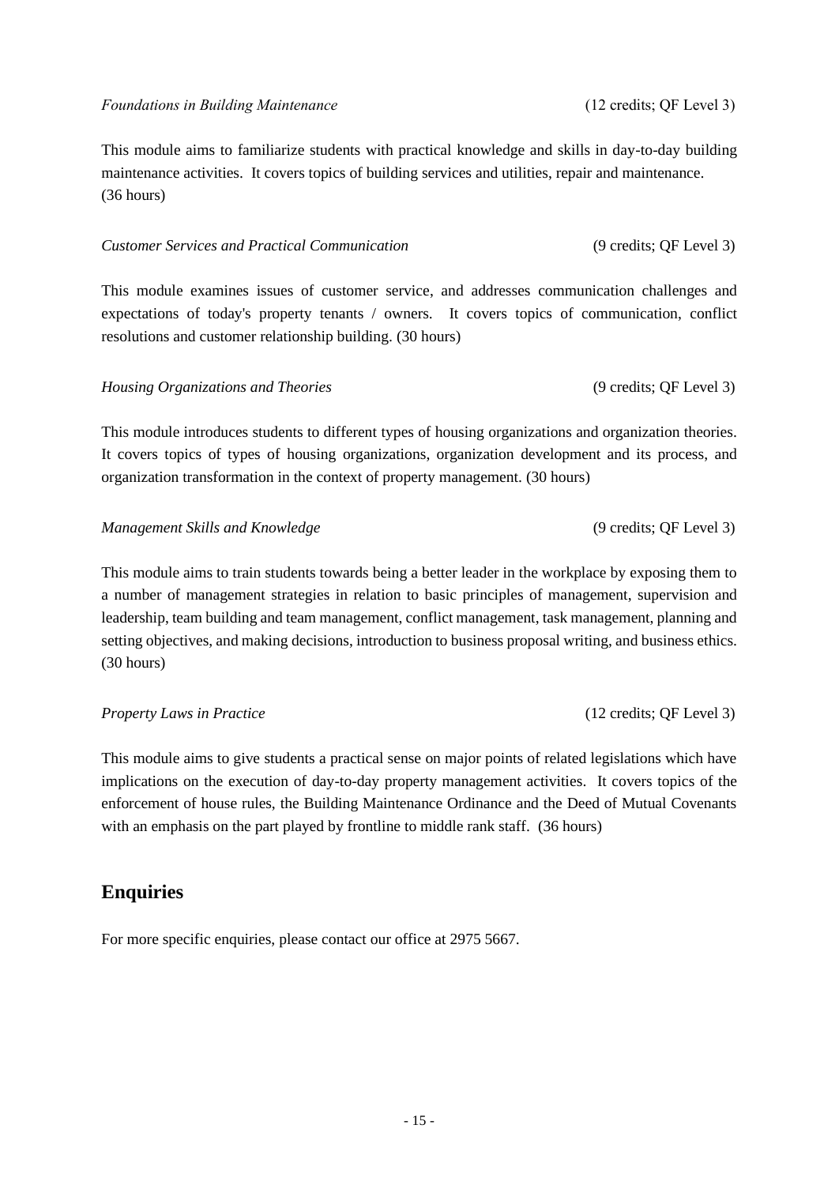*Foundations in Building Maintenance* (12 credits; QF Level 3)

This module aims to familiarize students with practical knowledge and skills in day-to-day building maintenance activities. It covers topics of building services and utilities, repair and maintenance. (36 hours)

*Customer Services and Practical Communication* (9 credits; QF Level 3)

This module examines issues of customer service, and addresses communication challenges and expectations of today's property tenants / owners. It covers topics of communication, conflict resolutions and customer relationship building. (30 hours)

*Housing Organizations and Theories* (9 credits; QF Level 3)

This module introduces students to different types of housing organizations and organization theories. It covers topics of types of housing organizations, organization development and its process, and organization transformation in the context of property management. (30 hours)

*Management Skills and Knowledge* (9 credits; QF Level 3)

This module aims to train students towards being a better leader in the workplace by exposing them to a number of management strategies in relation to basic principles of management, supervision and leadership, team building and team management, conflict management, task management, planning and setting objectives, and making decisions, introduction to business proposal writing, and business ethics. (30 hours)

*Property Laws in Practice* (12 credits; QF Level 3)

This module aims to give students a practical sense on major points of related legislations which have implications on the execution of day-to-day property management activities. It covers topics of the enforcement of house rules, the Building Maintenance Ordinance and the Deed of Mutual Covenants with an emphasis on the part played by frontline to middle rank staff. (36 hours)

## Enquiries

For more specific enquiries, please contact our office at 2975 5667.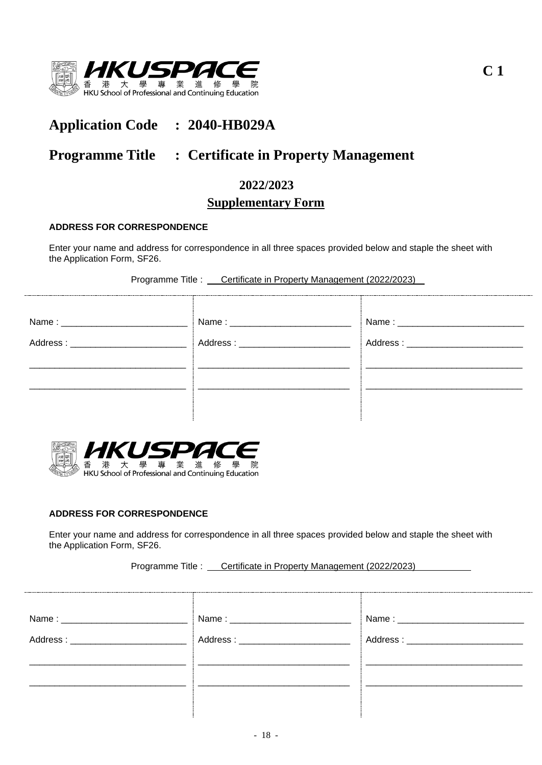HKUSPACE
香港大學專業進修學院
HKU School of Professional and Continuing Education

**C 1**

# Application Code : 2040-HB029A

# Programme Title : Certificate in Property Management

## 2022/2023

## Supplementary Form

**ADDRESS FOR CORRESPONDENCE**

Enter your name and address for correspondence in all three spaces provided below and staple the sheet with the Application Form, SF26.

Programme Title : Certificate in Property Management (2022/2023)

| | | |
|---|---|---|
| Name : _________________________ | Name : _________________________ | Name : _________________________ |
| Address : _______________________ | Address : _______________________ | Address : _______________________ |
| _______________________________ | _______________________________ | _______________________________ |
| _______________________________ | _______________________________ | _______________________________ |

HKUSPACE
香港大學專業進修學院
HKU School of Professional and Continuing Education

**ADDRESS FOR CORRESPONDENCE**

Enter your name and address for correspondence in all three spaces provided below and staple the sheet with the Application Form, SF26.

Programme Title : Certificate in Property Management (2022/2023)

| | | |
|---|---|---|
| Name : _________________________ | Name : _________________________ | Name : _________________________ |
| Address : _______________________ | Address : _______________________ | Address : _______________________ |
| _______________________________ | _______________________________ | _______________________________ |
| _______________________________ | _______________________________ | _______________________________ |